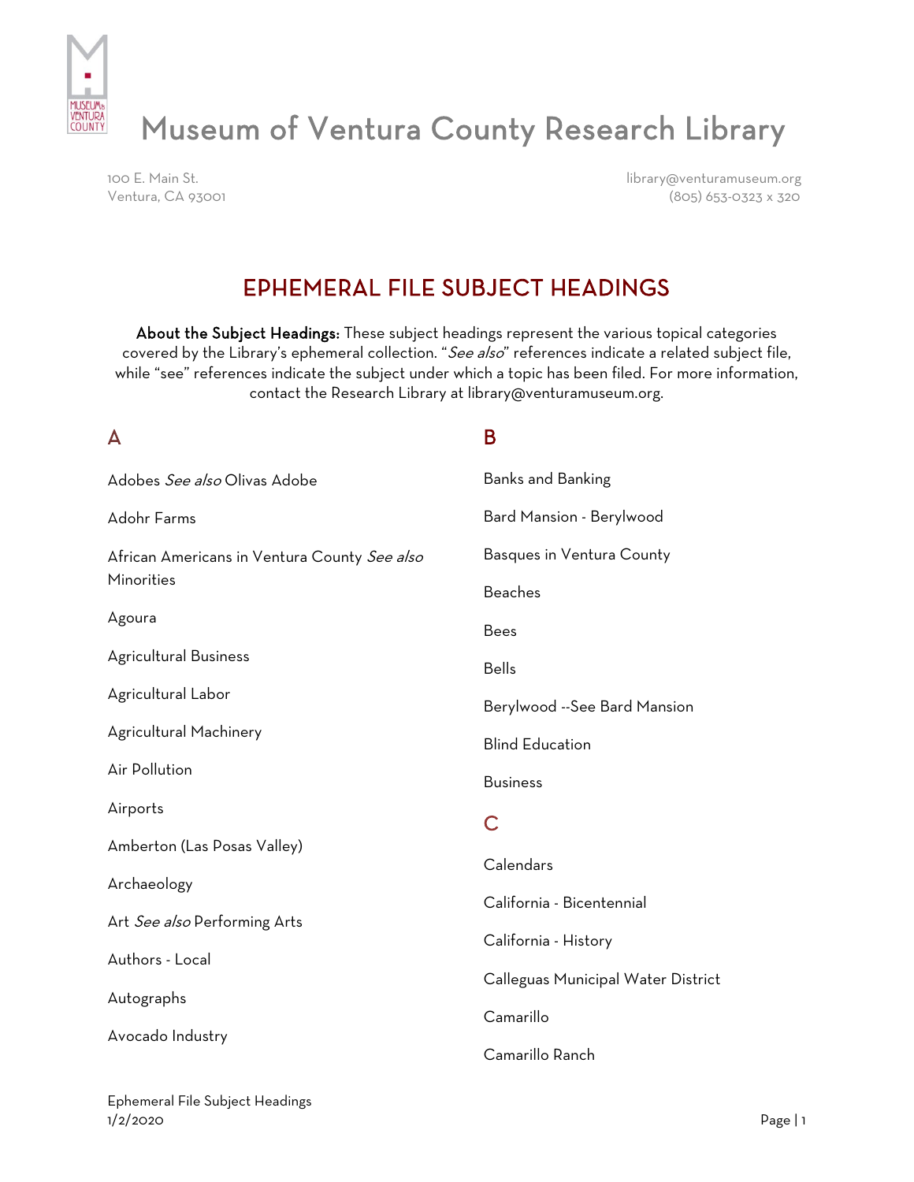# Museum of Ventura County Research Library

100 E. Main St.
Ventura, CA 93001

library@venturamuseum.org
(805) 653-0323 x 320

## EPHEMERAL FILE SUBJECT HEADINGS

**About the Subject Headings:** These subject headings represent the various topical categories covered by the Library's ephemeral collection. "*See also*" references indicate a related subject file, while "see" references indicate the subject under which a topic has been filed. For more information, contact the Research Library at library@venturamuseum.org.

### A

Adobes *See also* Olivas Adobe

Adohr Farms

African Americans in Ventura County *See also* Minorities

Agoura

Agricultural Business

Agricultural Labor

Agricultural Machinery

Air Pollution

Airports

Amberton (Las Posas Valley)

Archaeology

Art *See also* Performing Arts

Authors - Local

Autographs

Avocado Industry

### B

Banks and Banking

Bard Mansion - Berylwood

Basques in Ventura County

Beaches

Bees

Bells

Berylwood --See Bard Mansion

Blind Education

Business

### C

Calendars

California - Bicentennial

California - History

Calleguas Municipal Water District

Camarillo

Camarillo Ranch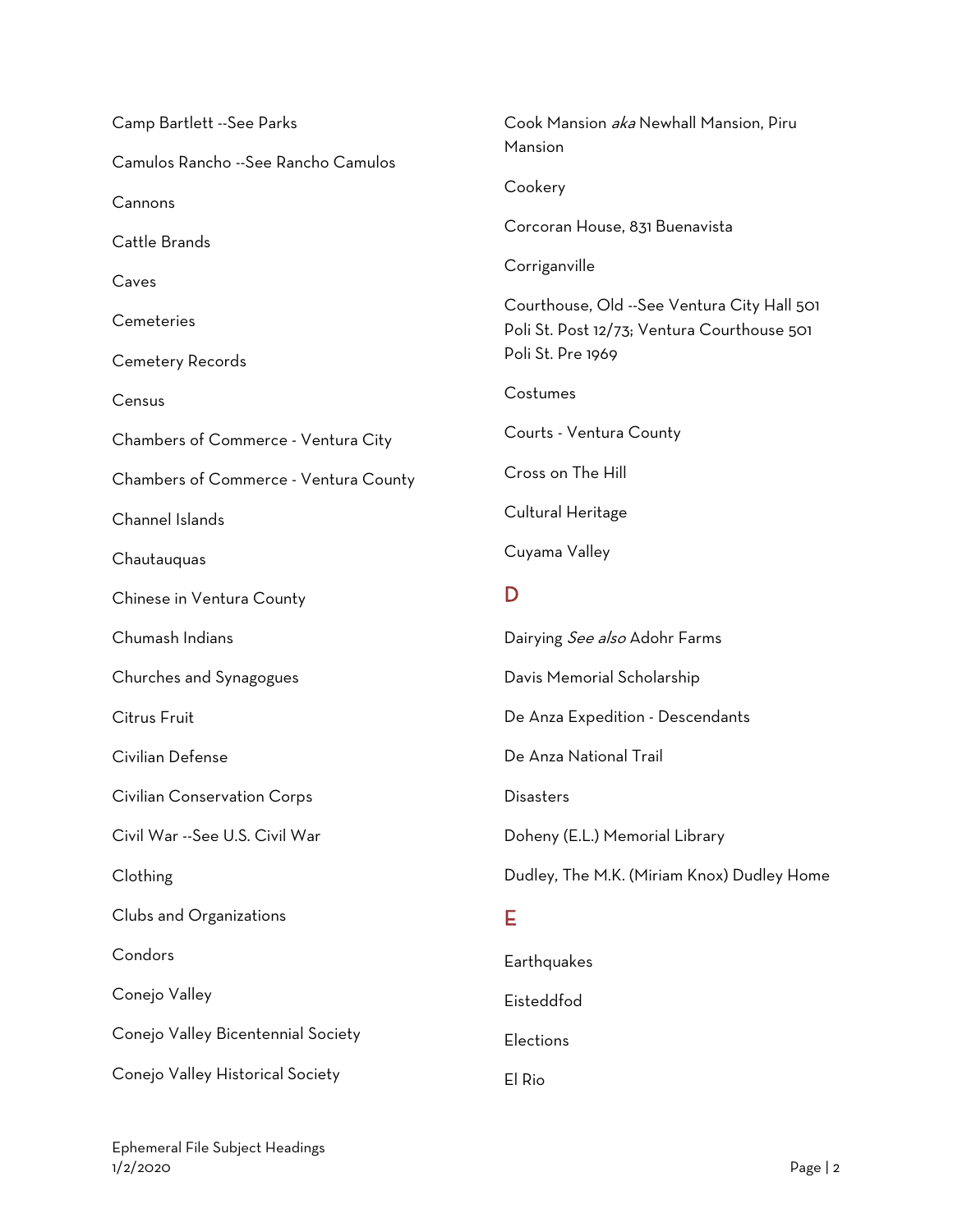Camp Bartlett --See Parks

Camulos Rancho --See Rancho Camulos

Cannons

Cattle Brands

Caves

Cemeteries

Cemetery Records

Census

Chambers of Commerce - Ventura City

Chambers of Commerce - Ventura County

Channel Islands

Chautauquas

Chinese in Ventura County

Chumash Indians

Churches and Synagogues

Citrus Fruit

Civilian Defense

Civilian Conservation Corps

Civil War --See U.S. Civil War

Clothing

Clubs and Organizations

Condors

Conejo Valley

Conejo Valley Bicentennial Society

Conejo Valley Historical Society

Cook Mansion *aka* Newhall Mansion, Piru Mansion

Cookery

Corcoran House, 831 Buenavista

Corriganville

Courthouse, Old --See Ventura City Hall 501 Poli St. Post 12/73; Ventura Courthouse 501 Poli St. Pre 1969

Costumes

Courts - Ventura County

Cross on The Hill

Cultural Heritage

Cuyama Valley

## D

Dairying *See also* Adohr Farms

Davis Memorial Scholarship

De Anza Expedition - Descendants

De Anza National Trail

Disasters

Doheny (E.L.) Memorial Library

Dudley, The M.K. (Miriam Knox) Dudley Home

## E

Earthquakes

Eisteddfod

Elections

El Rio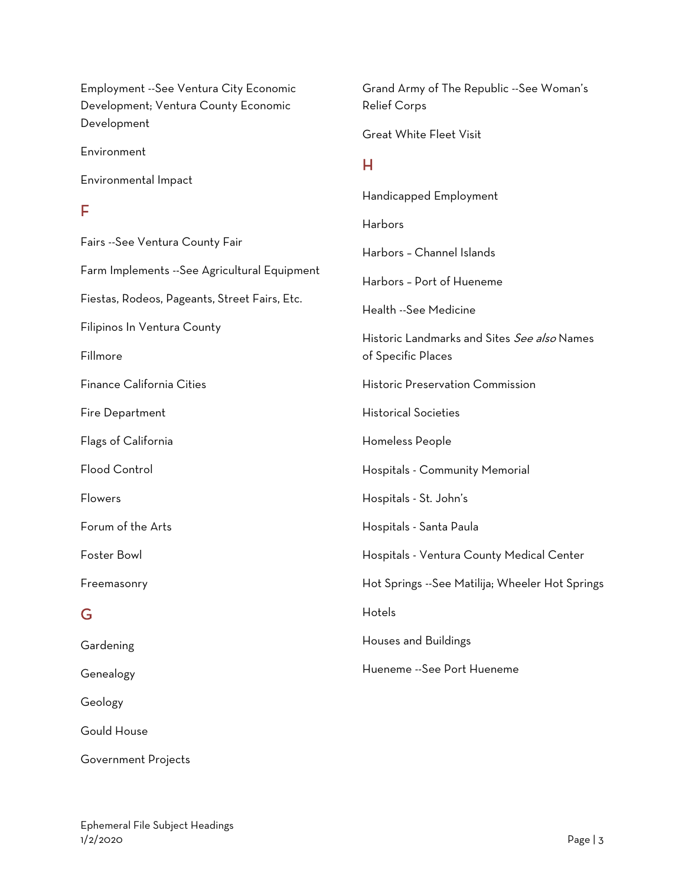Employment --See Ventura City Economic Development; Ventura County Economic Development

Environment

Environmental Impact

## F

Fairs --See Ventura County Fair

Farm Implements --See Agricultural Equipment

Fiestas, Rodeos, Pageants, Street Fairs, Etc.

Filipinos In Ventura County

Fillmore

Finance California Cities

Fire Department

Flags of California

Flood Control

Flowers

Forum of the Arts

Foster Bowl

Freemasonry

## G

Gardening

Genealogy

Geology

Gould House

Government Projects

Grand Army of The Republic --See Woman's Relief Corps

Great White Fleet Visit

## H

Handicapped Employment

Harbors

Harbors – Channel Islands

Harbors – Port of Hueneme

Health --See Medicine

Historic Landmarks and Sites *See also* Names of Specific Places

Historic Preservation Commission

Historical Societies

Homeless People

Hospitals - Community Memorial

Hospitals - St. John's

Hospitals - Santa Paula

Hospitals - Ventura County Medical Center

Hot Springs --See Matilija; Wheeler Hot Springs

Hotels

Houses and Buildings

Hueneme --See Port Hueneme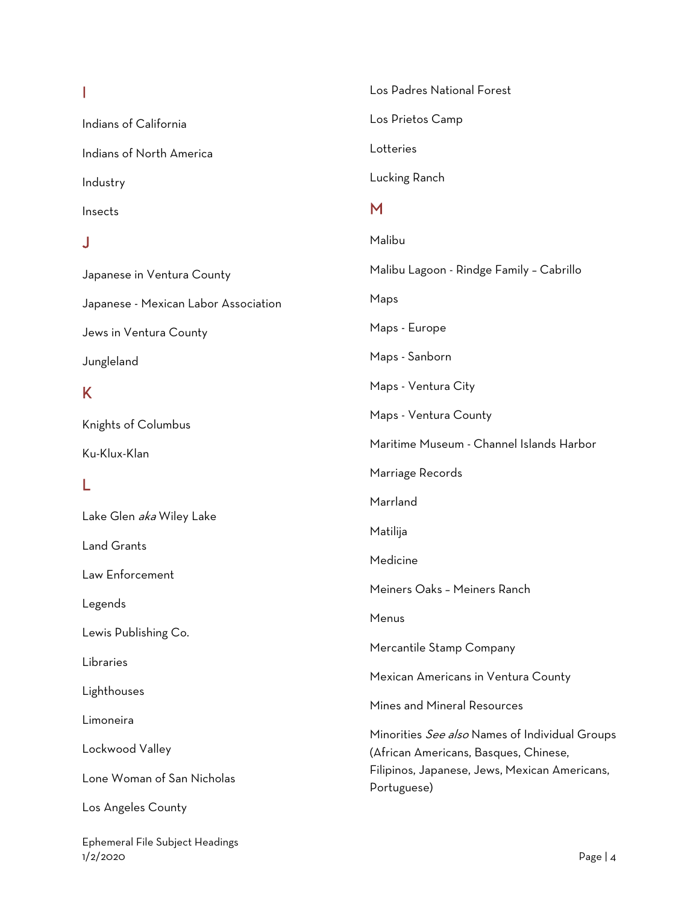## I

Indians of California

Indians of North America

Industry

Insects

## J

Japanese in Ventura County

Japanese - Mexican Labor Association

Jews in Ventura County

Jungleland

## K

Knights of Columbus

Ku-Klux-Klan

## L

Lake Glen *aka* Wiley Lake

Land Grants

Law Enforcement

Legends

Lewis Publishing Co.

Libraries

Lighthouses

Limoneira

Lockwood Valley

Lone Woman of San Nicholas

Los Angeles County

Los Padres National Forest

Los Prietos Camp

Lotteries

Lucking Ranch

## M

Malibu

Malibu Lagoon - Rindge Family – Cabrillo

Maps

Maps - Europe

Maps - Sanborn

Maps - Ventura City

Maps - Ventura County

Maritime Museum - Channel Islands Harbor

Marriage Records

Marrland

Matilija

Medicine

Meiners Oaks – Meiners Ranch

Menus

Mercantile Stamp Company

Mexican Americans in Ventura County

Mines and Mineral Resources

Minorities *See also* Names of Individual Groups (African Americans, Basques, Chinese, Filipinos, Japanese, Jews, Mexican Americans, Portuguese)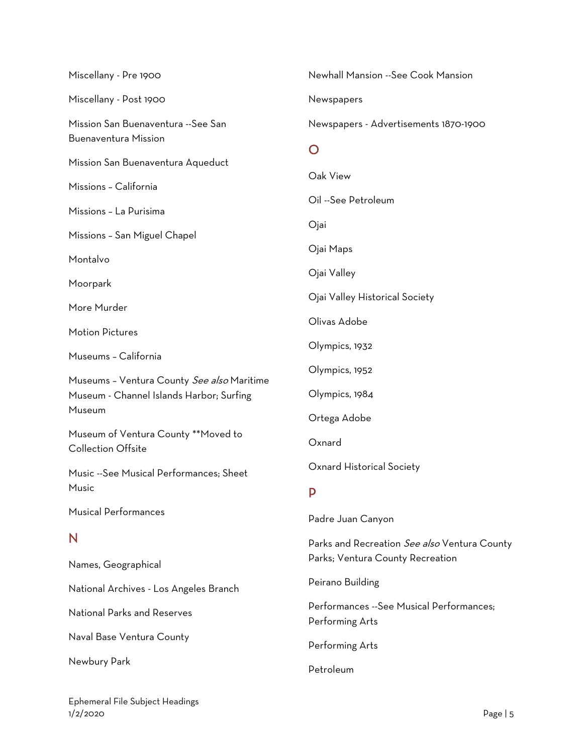Miscellany - Pre 1900

Miscellany - Post 1900

Mission San Buenaventura --See San Buenaventura Mission

Mission San Buenaventura Aqueduct

Missions – California

Missions – La Purisima

Missions – San Miguel Chapel

Montalvo

Moorpark

More Murder

Motion Pictures

Museums – California

Museums – Ventura County *See also* Maritime Museum - Channel Islands Harbor; Surfing Museum

Museum of Ventura County **Moved to Collection Offsite

Music --See Musical Performances; Sheet Music

Musical Performances

## N

Names, Geographical

National Archives - Los Angeles Branch

National Parks and Reserves

Naval Base Ventura County

Newbury Park

Newhall Mansion --See Cook Mansion

Newspapers

Newspapers - Advertisements 1870-1900

## O

Oak View

Oil --See Petroleum

Ojai

Ojai Maps

Ojai Valley

Ojai Valley Historical Society

Olivas Adobe

Olympics, 1932

Olympics, 1952

Olympics, 1984

Ortega Adobe

Oxnard

Oxnard Historical Society

## P

Padre Juan Canyon

Parks and Recreation *See also* Ventura County Parks; Ventura County Recreation

Peirano Building

Performances --See Musical Performances; Performing Arts

Performing Arts

Petroleum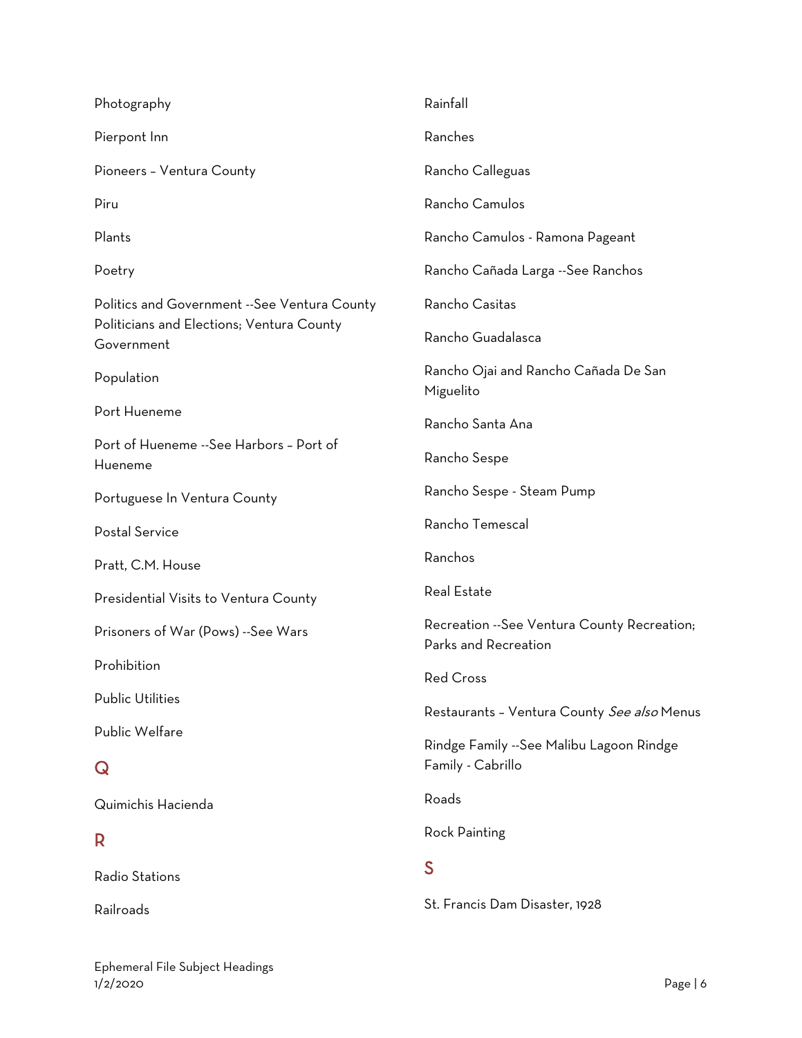Photography

Pierpont Inn

Pioneers – Ventura County

Piru

Plants

Poetry

Politics and Government --See Ventura County Politicians and Elections; Ventura County Government

Population

Port Hueneme

Port of Hueneme --See Harbors – Port of Hueneme

Portuguese In Ventura County

Postal Service

Pratt, C.M. House

Presidential Visits to Ventura County

Prisoners of War (Pows) --See Wars

Prohibition

Public Utilities

Public Welfare

## Q

Quimichis Hacienda

## R

Radio Stations

Railroads

Rainfall

Ranches

Rancho Calleguas

Rancho Camulos

Rancho Camulos - Ramona Pageant

Rancho Cañada Larga --See Ranchos

Rancho Casitas

Rancho Guadalasca

Rancho Ojai and Rancho Cañada De San Miguelito

Rancho Santa Ana

Rancho Sespe

Rancho Sespe - Steam Pump

Rancho Temescal

Ranchos

Real Estate

Recreation --See Ventura County Recreation; Parks and Recreation

Red Cross

Restaurants – Ventura County *See also* Menus

Rindge Family --See Malibu Lagoon Rindge Family - Cabrillo

Roads

Rock Painting

## S

St. Francis Dam Disaster, 1928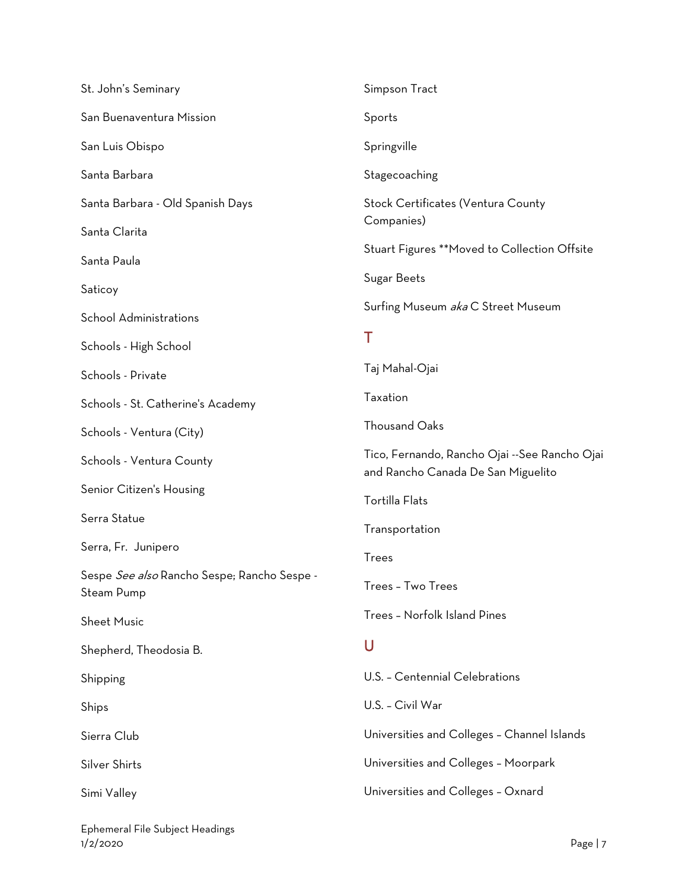St. John's Seminary

San Buenaventura Mission

San Luis Obispo

Santa Barbara

Santa Barbara - Old Spanish Days

Santa Clarita

Santa Paula

Saticoy

School Administrations

Schools - High School

Schools - Private

Schools - St. Catherine's Academy

Schools - Ventura (City)

Schools - Ventura County

Senior Citizen's Housing

Serra Statue

Serra, Fr. Junipero

Sespe *See also* Rancho Sespe; Rancho Sespe - Steam Pump

Sheet Music

Shepherd, Theodosia B.

Shipping

Ships

Sierra Club

Silver Shirts

Simi Valley

Simpson Tract

Sports

Springville

Stagecoaching

Stock Certificates (Ventura County Companies)

Stuart Figures **Moved to Collection Offsite

Sugar Beets

Surfing Museum *aka* C Street Museum

## T

Taj Mahal-Ojai

Taxation

Thousand Oaks

Tico, Fernando, Rancho Ojai --See Rancho Ojai and Rancho Canada De San Miguelito

Tortilla Flats

Transportation

Trees

Trees – Two Trees

Trees – Norfolk Island Pines

## U

U.S. – Centennial Celebrations

U.S. – Civil War

Universities and Colleges – Channel Islands

Universities and Colleges – Moorpark

Universities and Colleges – Oxnard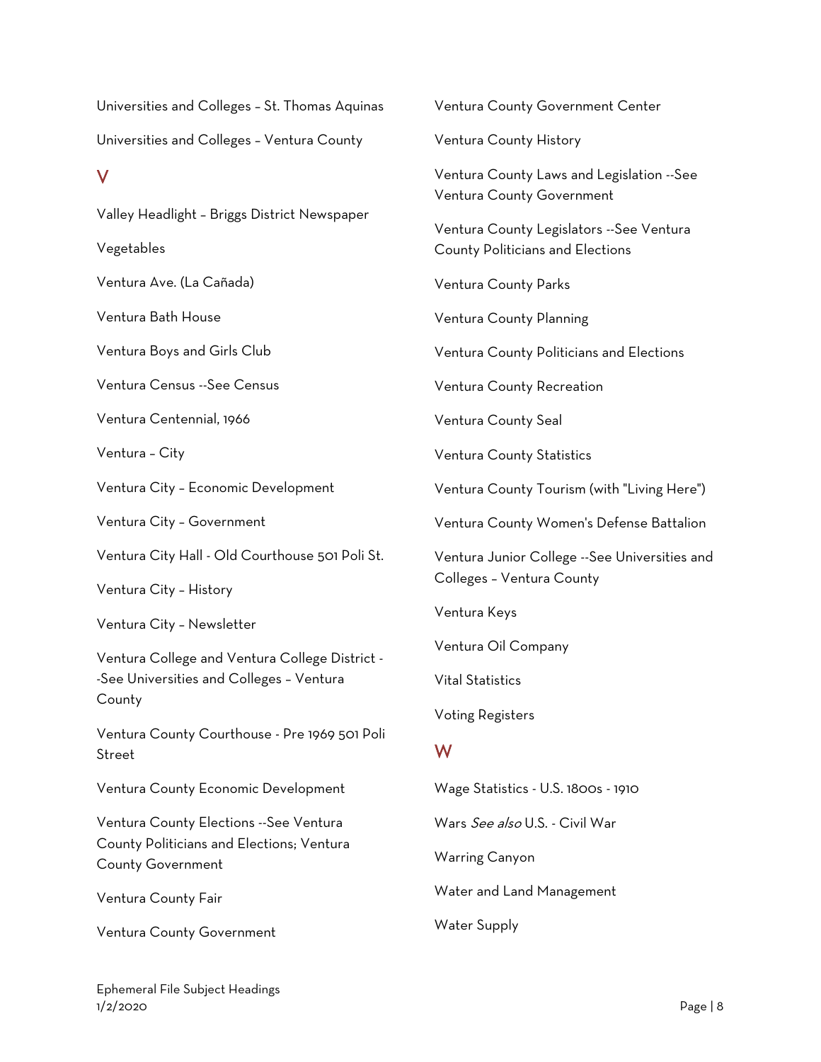Universities and Colleges – St. Thomas Aquinas

Universities and Colleges – Ventura County

## V

Valley Headlight – Briggs District Newspaper

Vegetables

Ventura Ave. (La Cañada)

Ventura Bath House

Ventura Boys and Girls Club

Ventura Census --See Census

Ventura Centennial, 1966

Ventura – City

Ventura City – Economic Development

Ventura City – Government

Ventura City Hall - Old Courthouse 501 Poli St.

Ventura City – History

Ventura City – Newsletter

Ventura College and Ventura College District --See Universities and Colleges – Ventura County

Ventura County Courthouse - Pre 1969 501 Poli Street

Ventura County Economic Development

Ventura County Elections --See Ventura County Politicians and Elections; Ventura County Government

Ventura County Fair

Ventura County Government

Ventura County Government Center

Ventura County History

Ventura County Laws and Legislation --See Ventura County Government

Ventura County Legislators --See Ventura County Politicians and Elections

Ventura County Parks

Ventura County Planning

Ventura County Politicians and Elections

Ventura County Recreation

Ventura County Seal

Ventura County Statistics

Ventura County Tourism (with "Living Here")

Ventura County Women's Defense Battalion

Ventura Junior College --See Universities and Colleges – Ventura County

Ventura Keys

Ventura Oil Company

Vital Statistics

Voting Registers

## W

Wage Statistics - U.S. 1800s - 1910

Wars *See also* U.S. - Civil War

Warring Canyon

Water and Land Management

Water Supply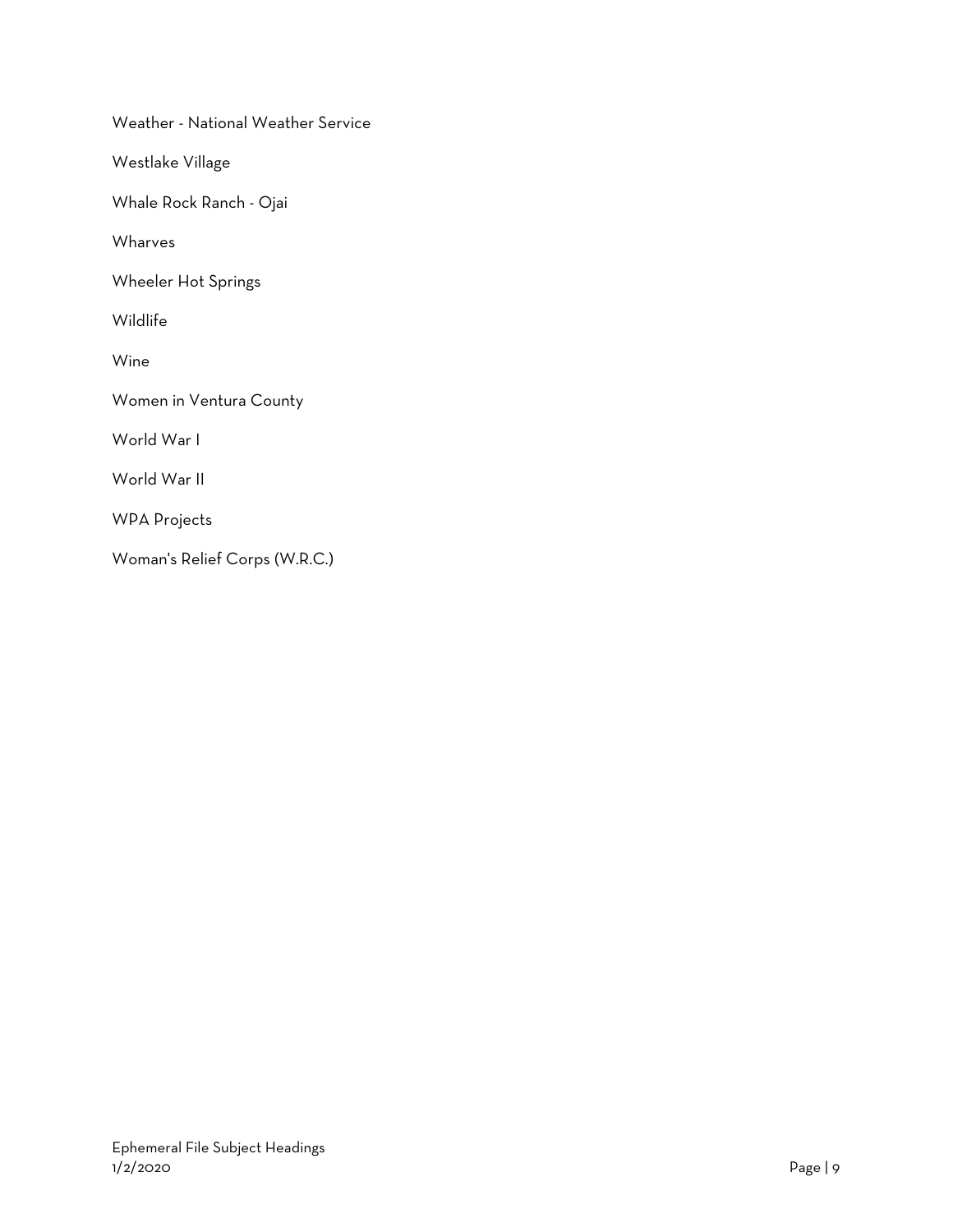Weather - National Weather Service

Westlake Village

Whale Rock Ranch - Ojai

Wharves

Wheeler Hot Springs

Wildlife

Wine

Women in Ventura County

World War I

World War II

WPA Projects

Woman's Relief Corps (W.R.C.)